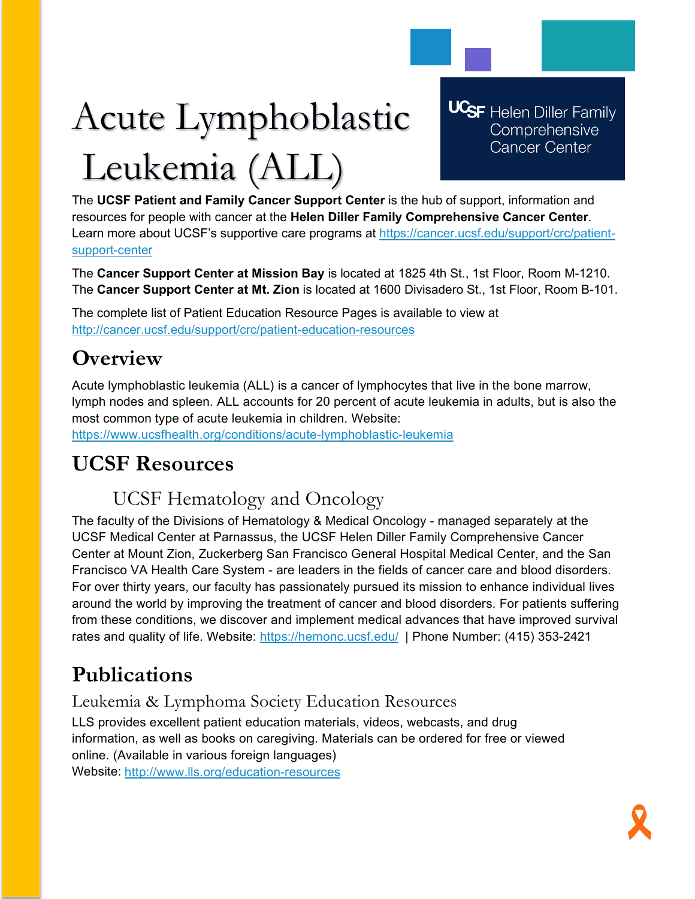# Acute Lymphoblastic Leukemia (ALL)

UCSF Helen Diller Family Comprehensive Cancer Center

The **UCSF Patient and Family Cancer Support Center** is the hub of support, information and resources for people with cancer at the **Helen Diller Family Comprehensive Cancer Center**. Learn more about UCSF's supportive care programs at https://cancer.ucsf.edu/support/crc/patient-support-center

The **Cancer Support Center at Mission Bay** is located at 1825 4th St., 1st Floor, Room M-1210. The **Cancer Support Center at Mt. Zion** is located at 1600 Divisadero St., 1st Floor, Room B-101.

The complete list of Patient Education Resource Pages is available to view at http://cancer.ucsf.edu/support/crc/patient-education-resources

## Overview

Acute lymphoblastic leukemia (ALL) is a cancer of lymphocytes that live in the bone marrow, lymph nodes and spleen. ALL accounts for 20 percent of acute leukemia in adults, but is also the most common type of acute leukemia in children. Website: https://www.ucsfhealth.org/conditions/acute-lymphoblastic-leukemia

## UCSF Resources

### UCSF Hematology and Oncology

The faculty of the Divisions of Hematology & Medical Oncology - managed separately at the UCSF Medical Center at Parnassus, the UCSF Helen Diller Family Comprehensive Cancer Center at Mount Zion, Zuckerberg San Francisco General Hospital Medical Center, and the San Francisco VA Health Care System - are leaders in the fields of cancer care and blood disorders. For over thirty years, our faculty has passionately pursued its mission to enhance individual lives around the world by improving the treatment of cancer and blood disorders. For patients suffering from these conditions, we discover and implement medical advances that have improved survival rates and quality of life. Website: https://hemonc.ucsf.edu/ | Phone Number: (415) 353-2421

## Publications

### Leukemia & Lymphoma Society Education Resources

LLS provides excellent patient education materials, videos, webcasts, and drug information, as well as books on caregiving. Materials can be ordered for free or viewed online. (Available in various foreign languages)
Website: http://www.lls.org/education-resources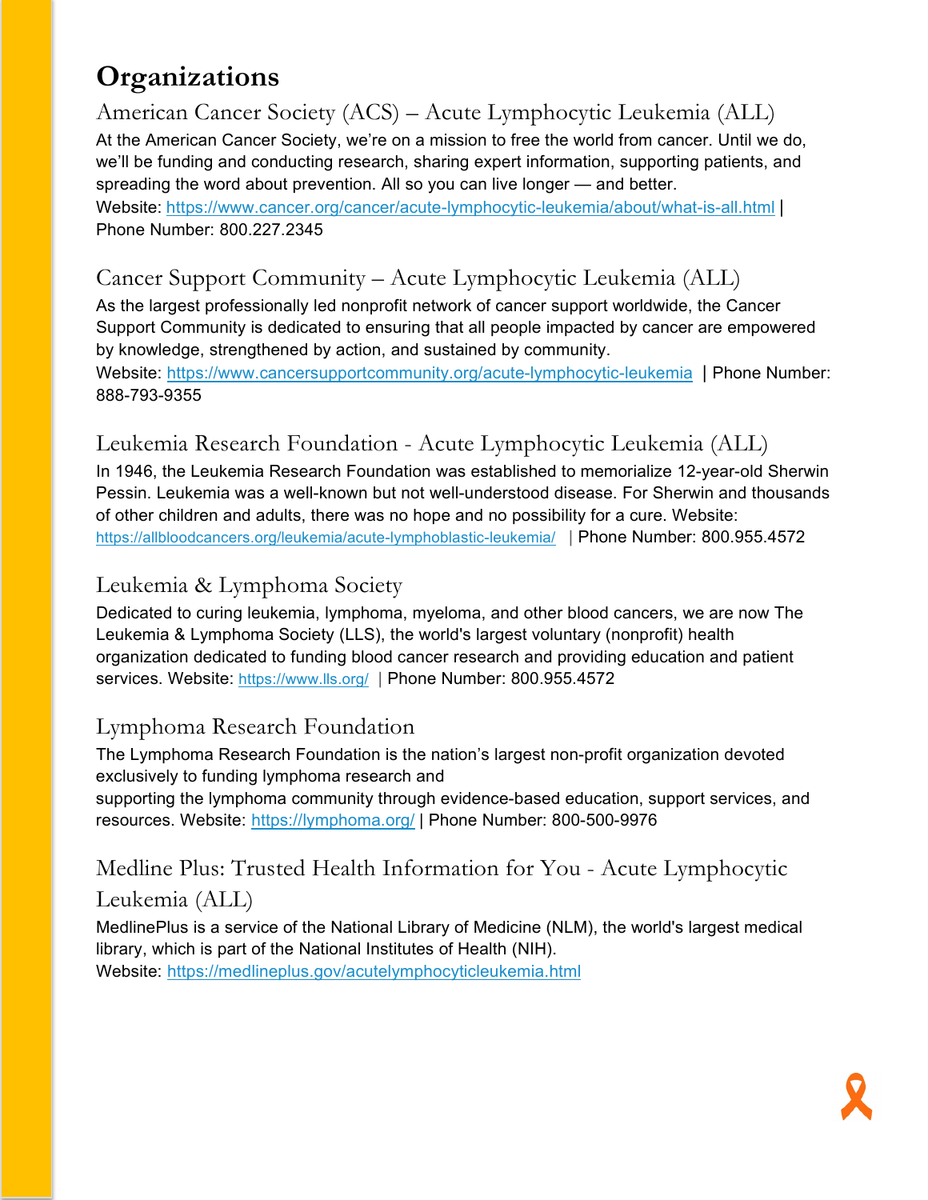# Organizations

## American Cancer Society (ACS) – Acute Lymphocytic Leukemia (ALL)

At the American Cancer Society, we're on a mission to free the world from cancer. Until we do, we'll be funding and conducting research, sharing expert information, supporting patients, and spreading the word about prevention. All so you can live longer — and better.
Website: https://www.cancer.org/cancer/acute-lymphocytic-leukemia/about/what-is-all.html | Phone Number: 800.227.2345

## Cancer Support Community – Acute Lymphocytic Leukemia (ALL)

As the largest professionally led nonprofit network of cancer support worldwide, the Cancer Support Community is dedicated to ensuring that all people impacted by cancer are empowered by knowledge, strengthened by action, and sustained by community.
Website: https://www.cancersupportcommunity.org/acute-lymphocytic-leukemia | Phone Number: 888-793-9355

## Leukemia Research Foundation - Acute Lymphocytic Leukemia (ALL)

In 1946, the Leukemia Research Foundation was established to memorialize 12-year-old Sherwin Pessin. Leukemia was a well-known but not well-understood disease. For Sherwin and thousands of other children and adults, there was no hope and no possibility for a cure. Website: https://allbloodcancers.org/leukemia/acute-lymphoblastic-leukemia/ | Phone Number: 800.955.4572

## Leukemia & Lymphoma Society

Dedicated to curing leukemia, lymphoma, myeloma, and other blood cancers, we are now The Leukemia & Lymphoma Society (LLS), the world's largest voluntary (nonprofit) health organization dedicated to funding blood cancer research and providing education and patient services. Website: https://www.lls.org/ | Phone Number: 800.955.4572

## Lymphoma Research Foundation

The Lymphoma Research Foundation is the nation's largest non-profit organization devoted exclusively to funding lymphoma research and
supporting the lymphoma community through evidence-based education, support services, and resources. Website: https://lymphoma.org/ | Phone Number: 800-500-9976

## Medline Plus: Trusted Health Information for You - Acute Lymphocytic Leukemia (ALL)

MedlinePlus is a service of the National Library of Medicine (NLM), the world's largest medical library, which is part of the National Institutes of Health (NIH).
Website: https://medlineplus.gov/acutelymphocyticleukemia.html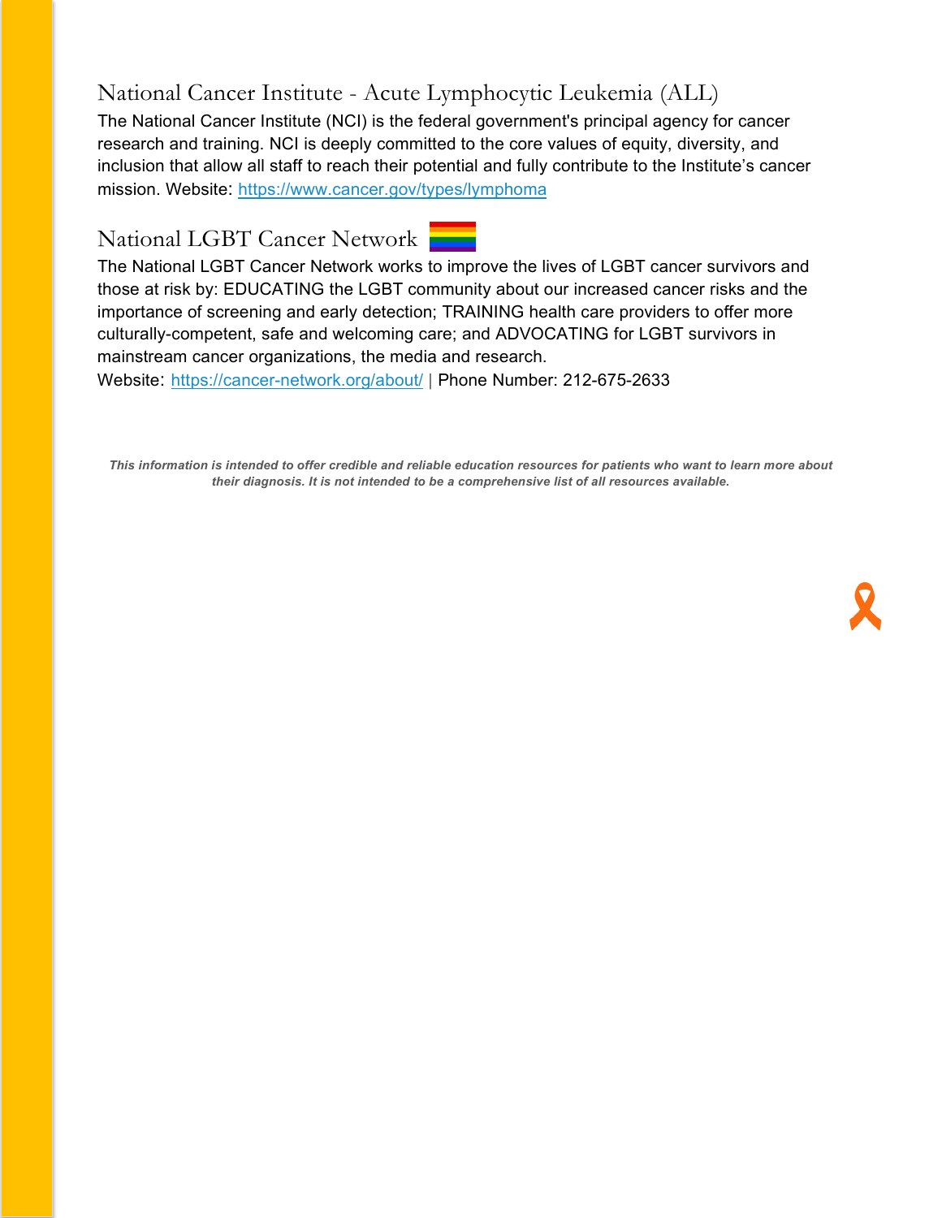## National Cancer Institute - Acute Lymphocytic Leukemia (ALL)

The National Cancer Institute (NCI) is the federal government's principal agency for cancer research and training. NCI is deeply committed to the core values of equity, diversity, and inclusion that allow all staff to reach their potential and fully contribute to the Institute's cancer mission. Website: https://www.cancer.gov/types/lymphoma

## National LGBT Cancer Network

The National LGBT Cancer Network works to improve the lives of LGBT cancer survivors and those at risk by: EDUCATING the LGBT community about our increased cancer risks and the importance of screening and early detection; TRAINING health care providers to offer more culturally-competent, safe and welcoming care; and ADVOCATING for LGBT survivors in mainstream cancer organizations, the media and research.

Website: https://cancer-network.org/about/ | Phone Number: 212-675-2633

***This information is intended to offer credible and reliable education resources for patients who want to learn more about their diagnosis. It is not intended to be a comprehensive list of all resources available.***